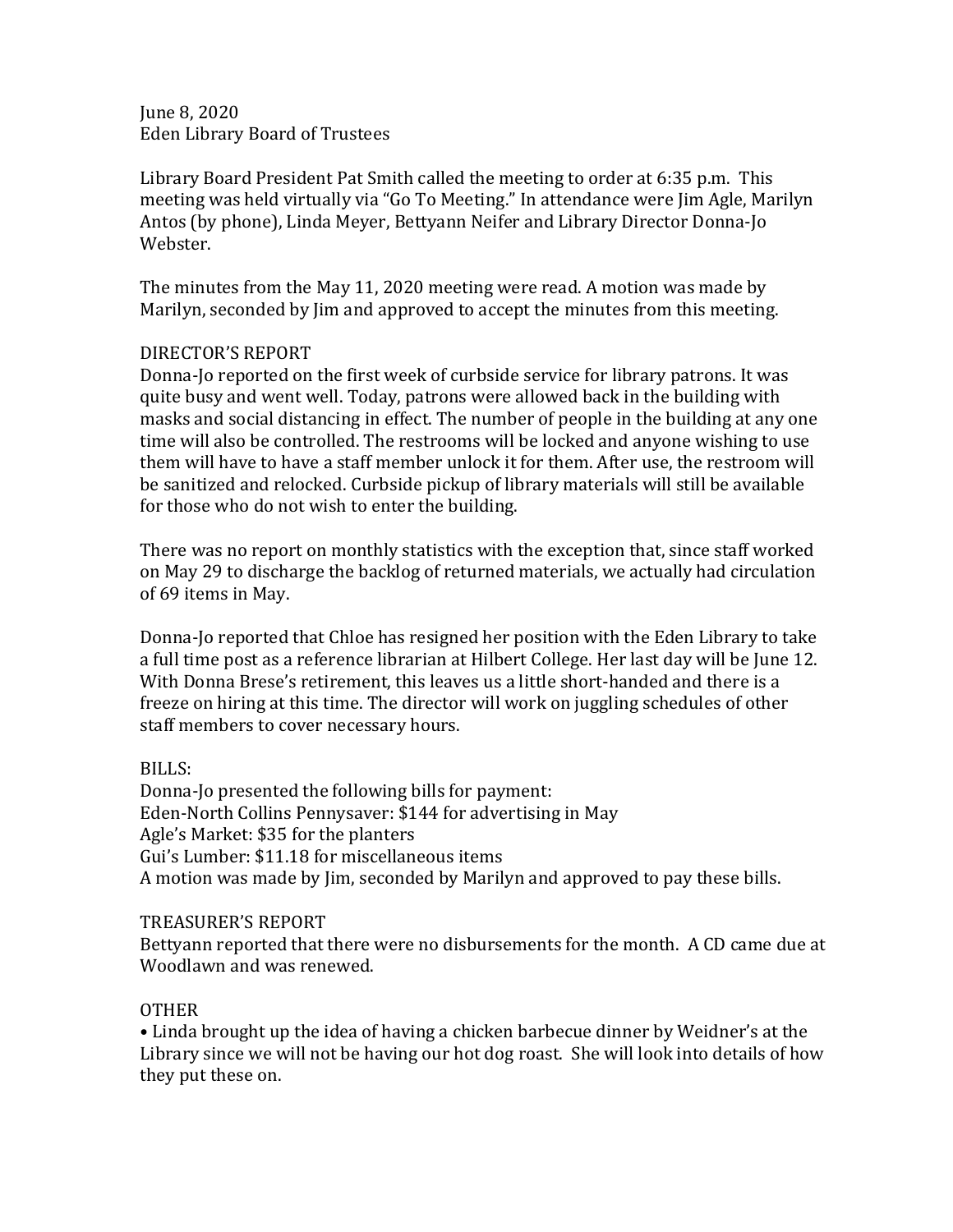June 8, 2020
Eden Library Board of Trustees

Library Board President Pat Smith called the meeting to order at 6:35 p.m. This meeting was held virtually via "Go To Meeting." In attendance were Jim Agle, Marilyn Antos (by phone), Linda Meyer, Bettyann Neifer and Library Director Donna-Jo Webster.

The minutes from the May 11, 2020 meeting were read. A motion was made by Marilyn, seconded by Jim and approved to accept the minutes from this meeting.

DIRECTOR'S REPORT

Donna-Jo reported on the first week of curbside service for library patrons. It was quite busy and went well. Today, patrons were allowed back in the building with masks and social distancing in effect. The number of people in the building at any one time will also be controlled. The restrooms will be locked and anyone wishing to use them will have to have a staff member unlock it for them. After use, the restroom will be sanitized and relocked. Curbside pickup of library materials will still be available for those who do not wish to enter the building.

There was no report on monthly statistics with the exception that, since staff worked on May 29 to discharge the backlog of returned materials, we actually had circulation of 69 items in May.

Donna-Jo reported that Chloe has resigned her position with the Eden Library to take a full time post as a reference librarian at Hilbert College. Her last day will be June 12. With Donna Brese's retirement, this leaves us a little short-handed and there is a freeze on hiring at this time. The director will work on juggling schedules of other staff members to cover necessary hours.

BILLS:

Donna-Jo presented the following bills for payment:
Eden-North Collins Pennysaver: $144 for advertising in May
Agle's Market: $35 for the planters
Gui's Lumber: $11.18 for miscellaneous items
A motion was made by Jim, seconded by Marilyn and approved to pay these bills.

TREASURER'S REPORT

Bettyann reported that there were no disbursements for the month. A CD came due at Woodlawn and was renewed.

OTHER

- Linda brought up the idea of having a chicken barbecue dinner by Weidner's at the Library since we will not be having our hot dog roast. She will look into details of how they put these on.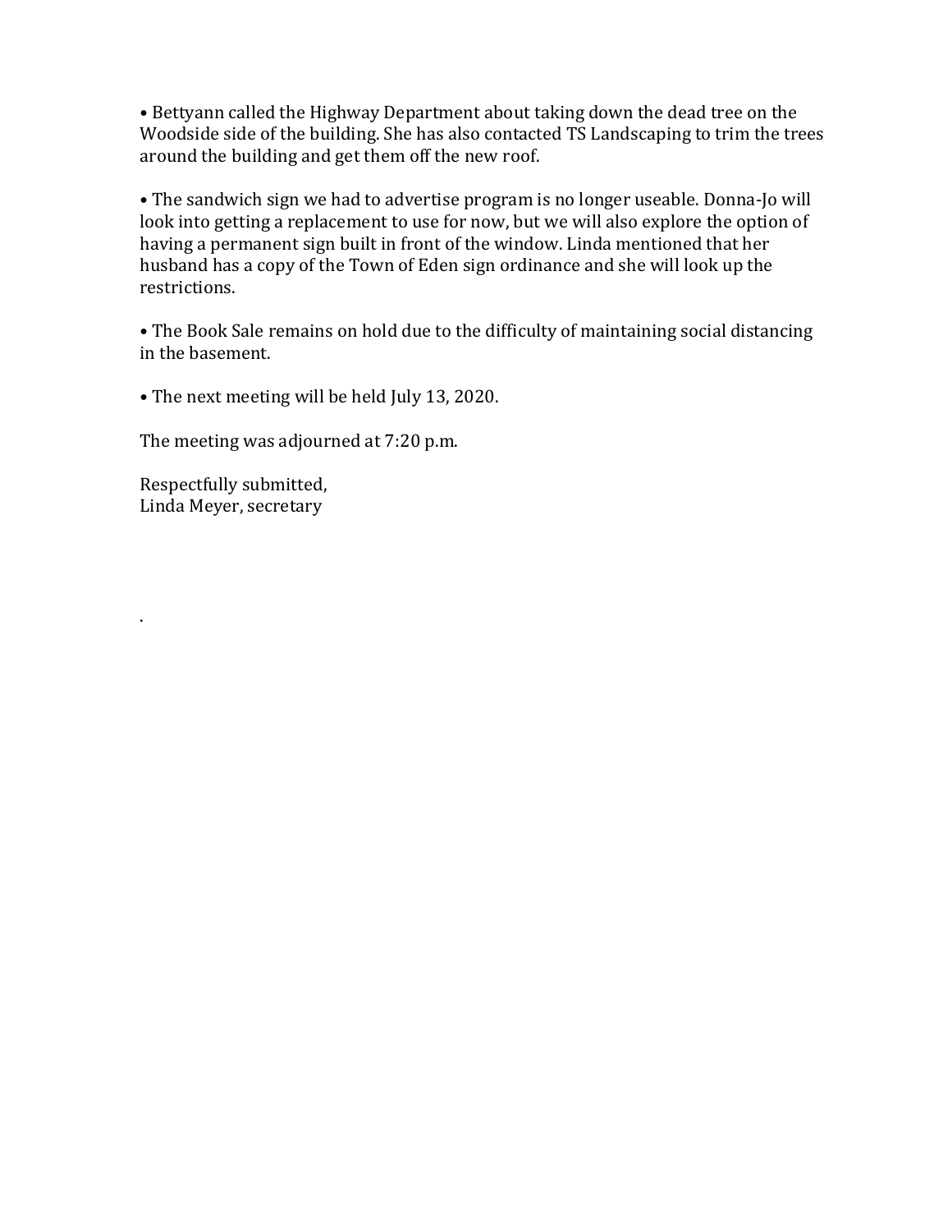- Bettyann called the Highway Department about taking down the dead tree on the Woodside side of the building. She has also contacted TS Landscaping to trim the trees around the building and get them off the new roof.

- The sandwich sign we had to advertise program is no longer useable. Donna-Jo will look into getting a replacement to use for now, but we will also explore the option of having a permanent sign built in front of the window. Linda mentioned that her husband has a copy of the Town of Eden sign ordinance and she will look up the restrictions.

- The Book Sale remains on hold due to the difficulty of maintaining social distancing in the basement.

- The next meeting will be held July 13, 2020.

The meeting was adjourned at 7:20 p.m.

Respectfully submitted,
Linda Meyer, secretary

.